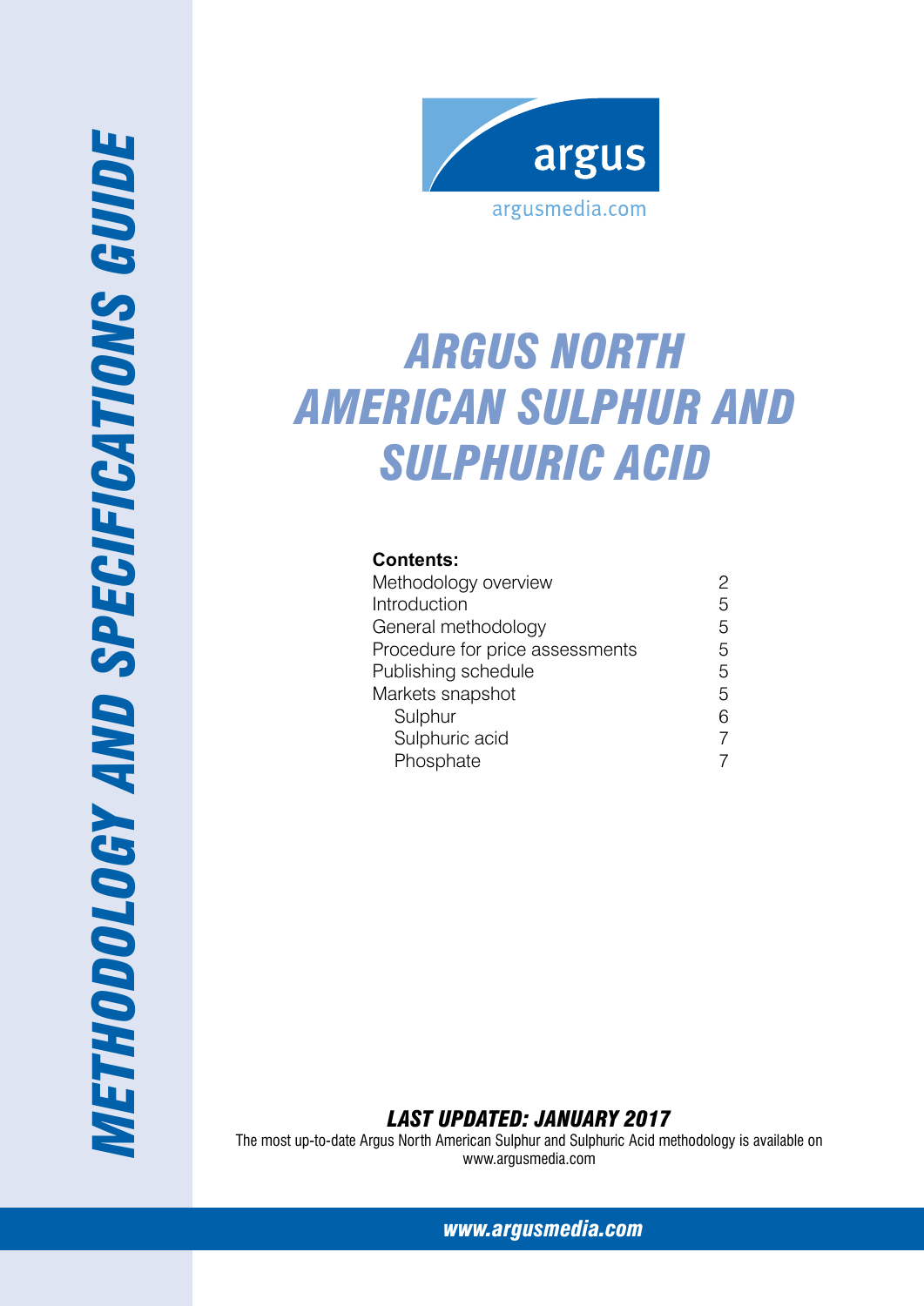# METHODOLOGY AND SPECIFICATIONS GUIDE

argus

argusmedia.com

# ARGUS NORTH AMERICAN SULPHUR AND SULPHURIC ACID

**Contents:**

| | |
|---|---|
| Methodology overview | 2 |
| Introduction | 5 |
| General methodology | 5 |
| Procedure for price assessments | 5 |
| Publishing schedule | 5 |
| Markets snapshot | 5 |
| Sulphur | 6 |
| Sulphuric acid | 7 |
| Phosphate | 7 |

## LAST UPDATED: JANUARY 2017

The most up-to-date Argus North American Sulphur and Sulphuric Acid methodology is available on www.argusmedia.com

www.argusmedia.com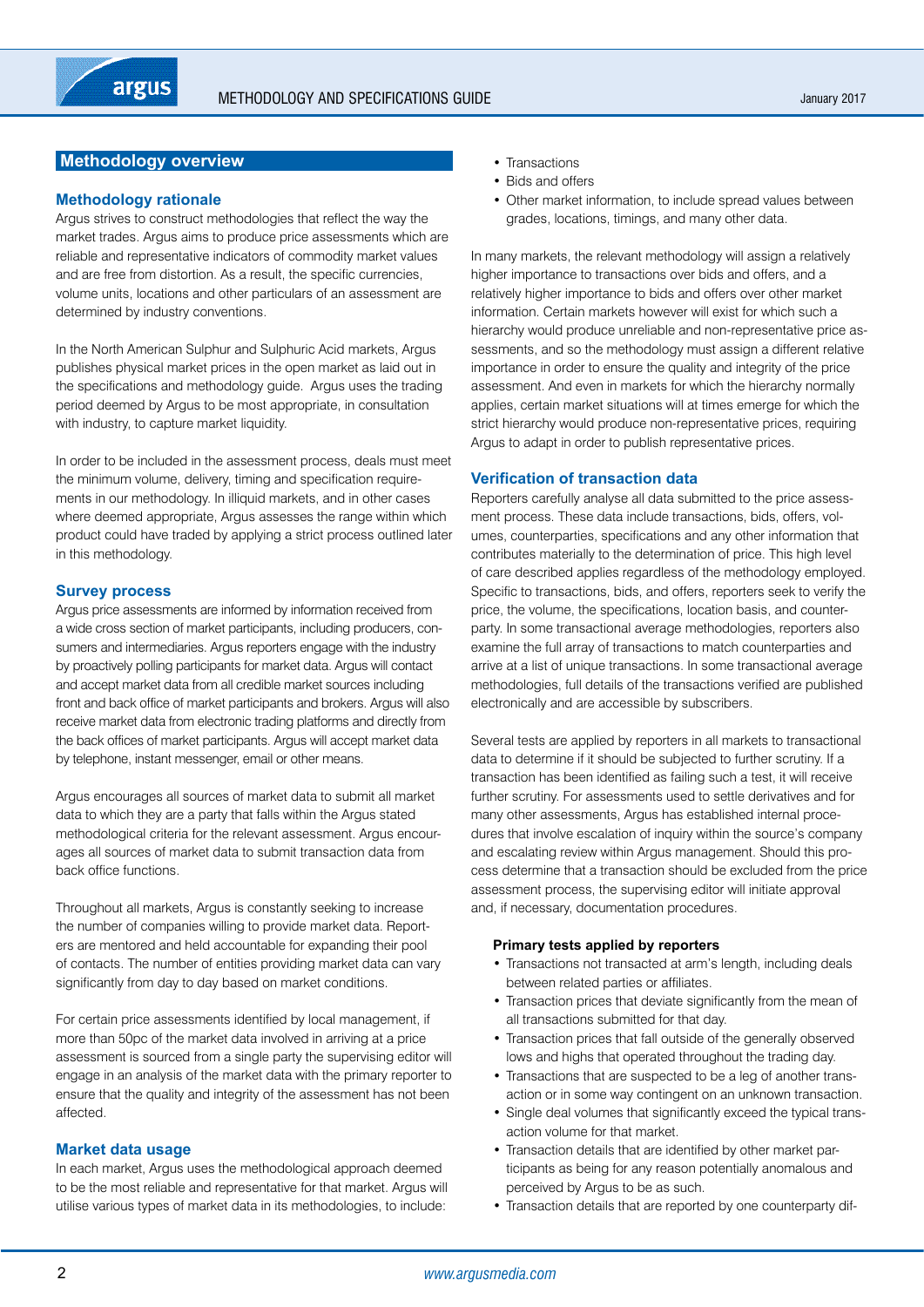## Methodology overview

### Methodology rationale

Argus strives to construct methodologies that reflect the way the market trades. Argus aims to produce price assessments which are reliable and representative indicators of commodity market values and are free from distortion. As a result, the specific currencies, volume units, locations and other particulars of an assessment are determined by industry conventions.

In the North American Sulphur and Sulphuric Acid markets, Argus publishes physical market prices in the open market as laid out in the specifications and methodology guide. Argus uses the trading period deemed by Argus to be most appropriate, in consultation with industry, to capture market liquidity.

In order to be included in the assessment process, deals must meet the minimum volume, delivery, timing and specification requirements in our methodology. In illiquid markets, and in other cases where deemed appropriate, Argus assesses the range within which product could have traded by applying a strict process outlined later in this methodology.

### Survey process

Argus price assessments are informed by information received from a wide cross section of market participants, including producers, consumers and intermediaries. Argus reporters engage with the industry by proactively polling participants for market data. Argus will contact and accept market data from all credible market sources including front and back office of market participants and brokers. Argus will also receive market data from electronic trading platforms and directly from the back offices of market participants. Argus will accept market data by telephone, instant messenger, email or other means.

Argus encourages all sources of market data to submit all market data to which they are a party that falls within the Argus stated methodological criteria for the relevant assessment. Argus encourages all sources of market data to submit transaction data from back office functions.

Throughout all markets, Argus is constantly seeking to increase the number of companies willing to provide market data. Reporters are mentored and held accountable for expanding their pool of contacts. The number of entities providing market data can vary significantly from day to day based on market conditions.

For certain price assessments identified by local management, if more than 50pc of the market data involved in arriving at a price assessment is sourced from a single party the supervising editor will engage in an analysis of the market data with the primary reporter to ensure that the quality and integrity of the assessment has not been affected.

### Market data usage

In each market, Argus uses the methodological approach deemed to be the most reliable and representative for that market. Argus will utilise various types of market data in its methodologies, to include:

- Transactions
- Bids and offers
- Other market information, to include spread values between grades, locations, timings, and many other data.

In many markets, the relevant methodology will assign a relatively higher importance to transactions over bids and offers, and a relatively higher importance to bids and offers over other market information. Certain markets however will exist for which such a hierarchy would produce unreliable and non-representative price assessments, and so the methodology must assign a different relative importance in order to ensure the quality and integrity of the price assessment. And even in markets for which the hierarchy normally applies, certain market situations will at times emerge for which the strict hierarchy would produce non-representative prices, requiring Argus to adapt in order to publish representative prices.

### Verification of transaction data

Reporters carefully analyse all data submitted to the price assessment process. These data include transactions, bids, offers, volumes, counterparties, specifications and any other information that contributes materially to the determination of price. This high level of care described applies regardless of the methodology employed. Specific to transactions, bids, and offers, reporters seek to verify the price, the volume, the specifications, location basis, and counterparty. In some transactional average methodologies, reporters also examine the full array of transactions to match counterparties and arrive at a list of unique transactions. In some transactional average methodologies, full details of the transactions verified are published electronically and are accessible by subscribers.

Several tests are applied by reporters in all markets to transactional data to determine if it should be subjected to further scrutiny. If a transaction has been identified as failing such a test, it will receive further scrutiny. For assessments used to settle derivatives and for many other assessments, Argus has established internal procedures that involve escalation of inquiry within the source's company and escalating review within Argus management. Should this process determine that a transaction should be excluded from the price assessment process, the supervising editor will initiate approval and, if necessary, documentation procedures.

**Primary tests applied by reporters**

- Transactions not transacted at arm's length, including deals between related parties or affiliates.
- Transaction prices that deviate significantly from the mean of all transactions submitted for that day.
- Transaction prices that fall outside of the generally observed lows and highs that operated throughout the trading day.
- Transactions that are suspected to be a leg of another transaction or in some way contingent on an unknown transaction.
- Single deal volumes that significantly exceed the typical transaction volume for that market.
- Transaction details that are identified by other market participants as being for any reason potentially anomalous and perceived by Argus to be as such.
- Transaction details that are reported by one counterparty dif-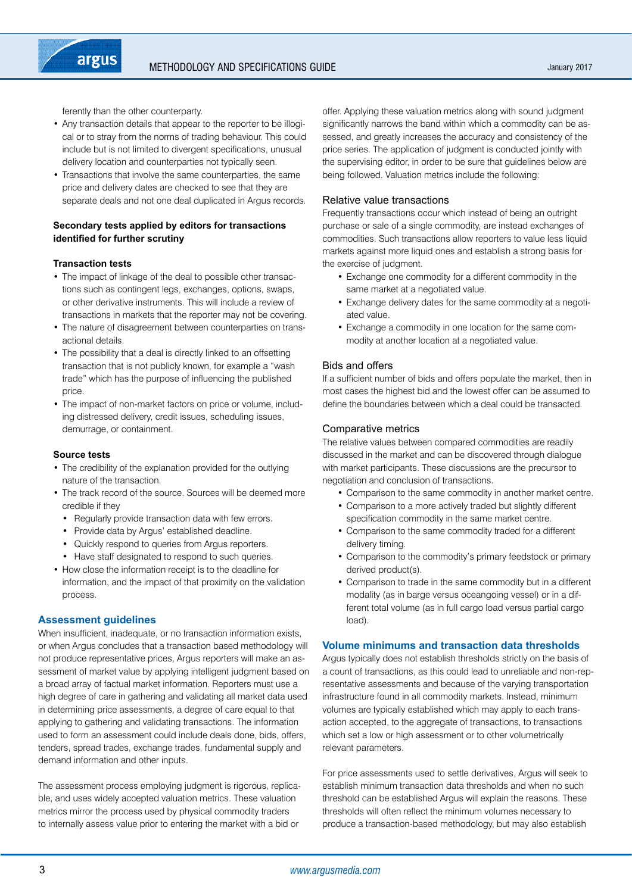ferently than the other counterparty.

- Any transaction details that appear to the reporter to be illogical or to stray from the norms of trading behaviour. This could include but is not limited to divergent specifications, unusual delivery location and counterparties not typically seen.
- Transactions that involve the same counterparties, the same price and delivery dates are checked to see that they are separate deals and not one deal duplicated in Argus records.

**Secondary tests applied by editors for transactions identified for further scrutiny**

**Transaction tests**

- The impact of linkage of the deal to possible other transactions such as contingent legs, exchanges, options, swaps, or other derivative instruments. This will include a review of transactions in markets that the reporter may not be covering.
- The nature of disagreement between counterparties on transactional details.
- The possibility that a deal is directly linked to an offsetting transaction that is not publicly known, for example a "wash trade" which has the purpose of influencing the published price.
- The impact of non-market factors on price or volume, including distressed delivery, credit issues, scheduling issues, demurrage, or containment.

**Source tests**

- The credibility of the explanation provided for the outlying nature of the transaction.
- The track record of the source. Sources will be deemed more credible if they
  - Regularly provide transaction data with few errors.
  - Provide data by Argus' established deadline.
  - Quickly respond to queries from Argus reporters.
  - Have staff designated to respond to such queries.
- How close the information receipt is to the deadline for information, and the impact of that proximity on the validation process.

## Assessment guidelines

When insufficient, inadequate, or no transaction information exists, or when Argus concludes that a transaction based methodology will not produce representative prices, Argus reporters will make an assessment of market value by applying intelligent judgment based on a broad array of factual market information. Reporters must use a high degree of care in gathering and validating all market data used in determining price assessments, a degree of care equal to that applying to gathering and validating transactions. The information used to form an assessment could include deals done, bids, offers, tenders, spread trades, exchange trades, fundamental supply and demand information and other inputs.

The assessment process employing judgment is rigorous, replicable, and uses widely accepted valuation metrics. These valuation metrics mirror the process used by physical commodity traders to internally assess value prior to entering the market with a bid or offer. Applying these valuation metrics along with sound judgment significantly narrows the band within which a commodity can be assessed, and greatly increases the accuracy and consistency of the price series. The application of judgment is conducted jointly with the supervising editor, in order to be sure that guidelines below are being followed. Valuation metrics include the following:

### Relative value transactions

Frequently transactions occur which instead of being an outright purchase or sale of a single commodity, are instead exchanges of commodities. Such transactions allow reporters to value less liquid markets against more liquid ones and establish a strong basis for the exercise of judgment.

- Exchange one commodity for a different commodity in the same market at a negotiated value.
- Exchange delivery dates for the same commodity at a negotiated value.
- Exchange a commodity in one location for the same commodity at another location at a negotiated value.

### Bids and offers

If a sufficient number of bids and offers populate the market, then in most cases the highest bid and the lowest offer can be assumed to define the boundaries between which a deal could be transacted.

### Comparative metrics

The relative values between compared commodities are readily discussed in the market and can be discovered through dialogue with market participants. These discussions are the precursor to negotiation and conclusion of transactions.

- Comparison to the same commodity in another market centre.
- Comparison to a more actively traded but slightly different specification commodity in the same market centre.
- Comparison to the same commodity traded for a different delivery timing.
- Comparison to the commodity's primary feedstock or primary derived product(s).
- Comparison to trade in the same commodity but in a different modality (as in barge versus oceangoing vessel) or in a different total volume (as in full cargo load versus partial cargo load).

## Volume minimums and transaction data thresholds

Argus typically does not establish thresholds strictly on the basis of a count of transactions, as this could lead to unreliable and non-representative assessments and because of the varying transportation infrastructure found in all commodity markets. Instead, minimum volumes are typically established which may apply to each transaction accepted, to the aggregate of transactions, to transactions which set a low or high assessment or to other volumetrically relevant parameters.

For price assessments used to settle derivatives, Argus will seek to establish minimum transaction data thresholds and when no such threshold can be established Argus will explain the reasons. These thresholds will often reflect the minimum volumes necessary to produce a transaction-based methodology, but may also establish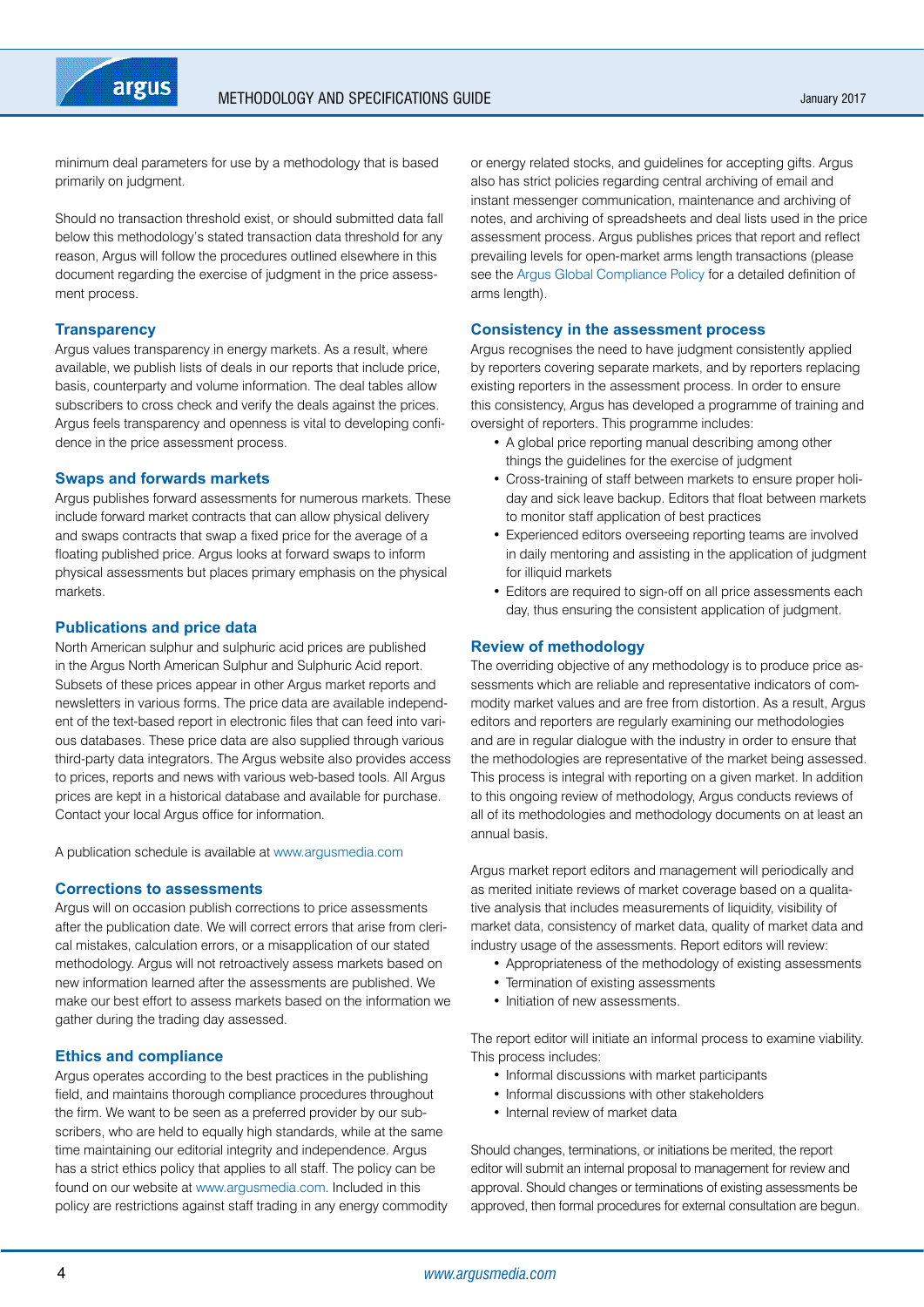minimum deal parameters for use by a methodology that is based primarily on judgment.

Should no transaction threshold exist, or should submitted data fall below this methodology's stated transaction data threshold for any reason, Argus will follow the procedures outlined elsewhere in this document regarding the exercise of judgment in the price assessment process.

## Transparency

Argus values transparency in energy markets. As a result, where available, we publish lists of deals in our reports that include price, basis, counterparty and volume information. The deal tables allow subscribers to cross check and verify the deals against the prices. Argus feels transparency and openness is vital to developing confidence in the price assessment process.

## Swaps and forwards markets

Argus publishes forward assessments for numerous markets. These include forward market contracts that can allow physical delivery and swaps contracts that swap a fixed price for the average of a floating published price. Argus looks at forward swaps to inform physical assessments but places primary emphasis on the physical markets.

## Publications and price data

North American sulphur and sulphuric acid prices are published in the Argus North American Sulphur and Sulphuric Acid report. Subsets of these prices appear in other Argus market reports and newsletters in various forms. The price data are available independent of the text-based report in electronic files that can feed into various databases. These price data are also supplied through various third-party data integrators. The Argus website also provides access to prices, reports and news with various web-based tools. All Argus prices are kept in a historical database and available for purchase. Contact your local Argus office for information.

A publication schedule is available at www.argusmedia.com

## Corrections to assessments

Argus will on occasion publish corrections to price assessments after the publication date. We will correct errors that arise from clerical mistakes, calculation errors, or a misapplication of our stated methodology. Argus will not retroactively assess markets based on new information learned after the assessments are published. We make our best effort to assess markets based on the information we gather during the trading day assessed.

## Ethics and compliance

Argus operates according to the best practices in the publishing field, and maintains thorough compliance procedures throughout the firm. We want to be seen as a preferred provider by our subscribers, who are held to equally high standards, while at the same time maintaining our editorial integrity and independence. Argus has a strict ethics policy that applies to all staff. The policy can be found on our website at www.argusmedia.com. Included in this policy are restrictions against staff trading in any energy commodity or energy related stocks, and guidelines for accepting gifts. Argus also has strict policies regarding central archiving of email and instant messenger communication, maintenance and archiving of notes, and archiving of spreadsheets and deal lists used in the price assessment process. Argus publishes prices that report and reflect prevailing levels for open-market arms length transactions (please see the Argus Global Compliance Policy for a detailed definition of arms length).

## Consistency in the assessment process

Argus recognises the need to have judgment consistently applied by reporters covering separate markets, and by reporters replacing existing reporters in the assessment process. In order to ensure this consistency, Argus has developed a programme of training and oversight of reporters. This programme includes:

- A global price reporting manual describing among other things the guidelines for the exercise of judgment
- Cross-training of staff between markets to ensure proper holiday and sick leave backup. Editors that float between markets to monitor staff application of best practices
- Experienced editors overseeing reporting teams are involved in daily mentoring and assisting in the application of judgment for illiquid markets
- Editors are required to sign-off on all price assessments each day, thus ensuring the consistent application of judgment.

## Review of methodology

The overriding objective of any methodology is to produce price assessments which are reliable and representative indicators of commodity market values and are free from distortion. As a result, Argus editors and reporters are regularly examining our methodologies and are in regular dialogue with the industry in order to ensure that the methodologies are representative of the market being assessed. This process is integral with reporting on a given market. In addition to this ongoing review of methodology, Argus conducts reviews of all of its methodologies and methodology documents on at least an annual basis.

Argus market report editors and management will periodically and as merited initiate reviews of market coverage based on a qualitative analysis that includes measurements of liquidity, visibility of market data, consistency of market data, quality of market data and industry usage of the assessments. Report editors will review:

- Appropriateness of the methodology of existing assessments
- Termination of existing assessments
- Initiation of new assessments.

The report editor will initiate an informal process to examine viability. This process includes:

- Informal discussions with market participants
- Informal discussions with other stakeholders
- Internal review of market data

Should changes, terminations, or initiations be merited, the report editor will submit an internal proposal to management for review and approval. Should changes or terminations of existing assessments be approved, then formal procedures for external consultation are begun.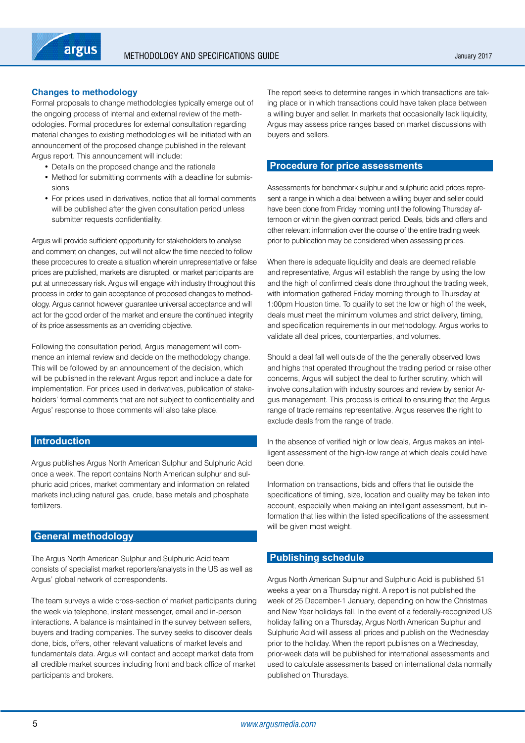## Changes to methodology

Formal proposals to change methodologies typically emerge out of the ongoing process of internal and external review of the methodologies. Formal procedures for external consultation regarding material changes to existing methodologies will be initiated with an announcement of the proposed change published in the relevant Argus report. This announcement will include:

- Details on the proposed change and the rationale
- Method for submitting comments with a deadline for submissions
- For prices used in derivatives, notice that all formal comments will be published after the given consultation period unless submitter requests confidentiality.

Argus will provide sufficient opportunity for stakeholders to analyse and comment on changes, but will not allow the time needed to follow these procedures to create a situation wherein unrepresentative or false prices are published, markets are disrupted, or market participants are put at unnecessary risk. Argus will engage with industry throughout this process in order to gain acceptance of proposed changes to methodology. Argus cannot however guarantee universal acceptance and will act for the good order of the market and ensure the continued integrity of its price assessments as an overriding objective.

Following the consultation period, Argus management will commence an internal review and decide on the methodology change. This will be followed by an announcement of the decision, which will be published in the relevant Argus report and include a date for implementation. For prices used in derivatives, publication of stakeholders' formal comments that are not subject to confidentiality and Argus' response to those comments will also take place.

## Introduction

Argus publishes Argus North American Sulphur and Sulphuric Acid once a week. The report contains North American sulphur and sulphuric acid prices, market commentary and information on related markets including natural gas, crude, base metals and phosphate fertilizers.

## General methodology

The Argus North American Sulphur and Sulphuric Acid team consists of specialist market reporters/analysts in the US as well as Argus' global network of correspondents.

The team surveys a wide cross-section of market participants during the week via telephone, instant messenger, email and in-person interactions. A balance is maintained in the survey between sellers, buyers and trading companies. The survey seeks to discover deals done, bids, offers, other relevant valuations of market levels and fundamentals data. Argus will contact and accept market data from all credible market sources including front and back office of market participants and brokers.

The report seeks to determine ranges in which transactions are taking place or in which transactions could have taken place between a willing buyer and seller. In markets that occasionally lack liquidity, Argus may assess price ranges based on market discussions with buyers and sellers.

## Procedure for price assessments

Assessments for benchmark sulphur and sulphuric acid prices represent a range in which a deal between a willing buyer and seller could have been done from Friday morning until the following Thursday afternoon or within the given contract period. Deals, bids and offers and other relevant information over the course of the entire trading week prior to publication may be considered when assessing prices.

When there is adequate liquidity and deals are deemed reliable and representative, Argus will establish the range by using the low and the high of confirmed deals done throughout the trading week, with information gathered Friday morning through to Thursday at 1:00pm Houston time. To qualify to set the low or high of the week, deals must meet the minimum volumes and strict delivery, timing, and specification requirements in our methodology. Argus works to validate all deal prices, counterparties, and volumes.

Should a deal fall well outside of the the generally observed lows and highs that operated throughout the trading period or raise other concerns, Argus will subject the deal to further scrutiny, which will involve consultation with industry sources and review by senior Argus management. This process is critical to ensuring that the Argus range of trade remains representative. Argus reserves the right to exclude deals from the range of trade.

In the absence of verified high or low deals, Argus makes an intelligent assessment of the high-low range at which deals could have been done.

Information on transactions, bids and offers that lie outside the specifications of timing, size, location and quality may be taken into account, especially when making an intelligent assessment, but information that lies within the listed specifications of the assessment will be given most weight.

## Publishing schedule

Argus North American Sulphur and Sulphuric Acid is published 51 weeks a year on a Thursday night. A report is not published the week of 25 December-1 January, depending on how the Christmas and New Year holidays fall. In the event of a federally-recognized US holiday falling on a Thursday, Argus North American Sulphur and Sulphuric Acid will assess all prices and publish on the Wednesday prior to the holiday. When the report publishes on a Wednesday, prior-week data will be published for international assessments and used to calculate assessments based on international data normally published on Thursdays.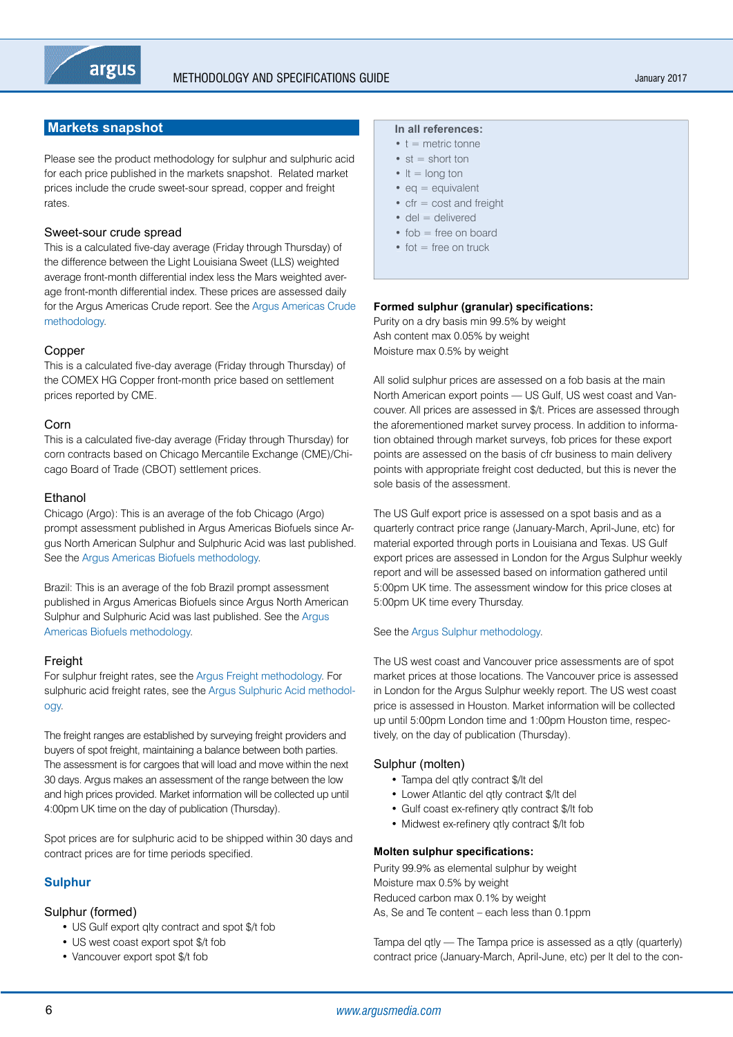## Markets snapshot

Please see the product methodology for sulphur and sulphuric acid for each price published in the markets snapshot. Related market prices include the crude sweet-sour spread, copper and freight rates.

### Sweet-sour crude spread

This is a calculated five-day average (Friday through Thursday) of the difference between the Light Louisiana Sweet (LLS) weighted average front-month differential index less the Mars weighted average front-month differential index. These prices are assessed daily for the Argus Americas Crude report. See the Argus Americas Crude methodology.

### Copper

This is a calculated five-day average (Friday through Thursday) of the COMEX HG Copper front-month price based on settlement prices reported by CME.

### Corn

This is a calculated five-day average (Friday through Thursday) for corn contracts based on Chicago Mercantile Exchange (CME)/Chicago Board of Trade (CBOT) settlement prices.

### Ethanol

Chicago (Argo): This is an average of the fob Chicago (Argo) prompt assessment published in Argus Americas Biofuels since Argus North American Sulphur and Sulphuric Acid was last published. See the Argus Americas Biofuels methodology.

Brazil: This is an average of the fob Brazil prompt assessment published in Argus Americas Biofuels since Argus North American Sulphur and Sulphuric Acid was last published. See the Argus Americas Biofuels methodology.

### Freight

For sulphur freight rates, see the Argus Freight methodology. For sulphuric acid freight rates, see the Argus Sulphuric Acid methodology.

The freight ranges are established by surveying freight providers and buyers of spot freight, maintaining a balance between both parties. The assessment is for cargoes that will load and move within the next 30 days. Argus makes an assessment of the range between the low and high prices provided. Market information will be collected up until 4:00pm UK time on the day of publication (Thursday).

Spot prices are for sulphuric acid to be shipped within 30 days and contract prices are for time periods specified.

## Sulphur

### Sulphur (formed)

- US Gulf export qtly contract and spot $/t fob
- US west coast export spot $/t fob
- Vancouver export spot $/t fob

**In all references:**

- t = metric tonne
- st = short ton
- lt = long ton
- eq = equivalent
- cfr = cost and freight
- del = delivered
- fob = free on board
- fot = free on truck

**Formed sulphur (granular) specifications:**

Purity on a dry basis min 99.5% by weight
Ash content max 0.05% by weight
Moisture max 0.5% by weight

All solid sulphur prices are assessed on a fob basis at the main North American export points — US Gulf, US west coast and Vancouver. All prices are assessed in $/t. Prices are assessed through the aforementioned market survey process. In addition to information obtained through market surveys, fob prices for these export points are assessed on the basis of cfr business to main delivery points with appropriate freight cost deducted, but this is never the sole basis of the assessment.

The US Gulf export price is assessed on a spot basis and as a quarterly contract price range (January-March, April-June, etc) for material exported through ports in Louisiana and Texas. US Gulf export prices are assessed in London for the Argus Sulphur weekly report and will be assessed based on information gathered until 5:00pm UK time. The assessment window for this price closes at 5:00pm UK time every Thursday.

See the Argus Sulphur methodology.

The US west coast and Vancouver price assessments are of spot market prices at those locations. The Vancouver price is assessed in London for the Argus Sulphur weekly report. The US west coast price is assessed in Houston. Market information will be collected up until 5:00pm London time and 1:00pm Houston time, respectively, on the day of publication (Thursday).

### Sulphur (molten)

- Tampa del qtly contract $/lt del
- Lower Atlantic del qtly contract $/lt del
- Gulf coast ex-refinery qtly contract $/lt fob
- Midwest ex-refinery qtly contract $/lt fob

**Molten sulphur specifications:**

Purity 99.9% as elemental sulphur by weight
Moisture max 0.5% by weight
Reduced carbon max 0.1% by weight
As, Se and Te content – each less than 0.1ppm

Tampa del qtly — The Tampa price is assessed as a qtly (quarterly) contract price (January-March, April-June, etc) per lt del to the con-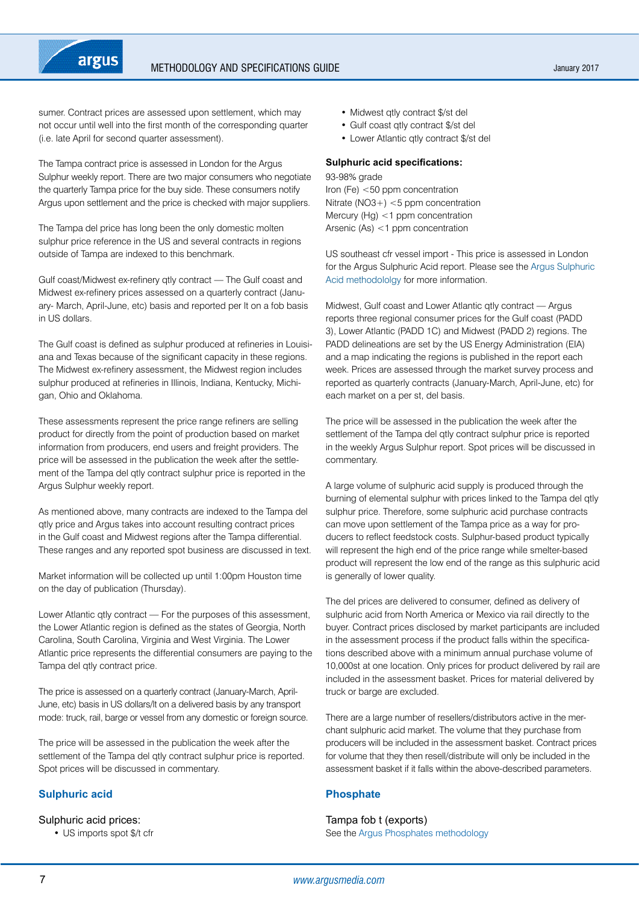sumer. Contract prices are assessed upon settlement, which may not occur until well into the first month of the corresponding quarter (i.e. late April for second quarter assessment).

The Tampa contract price is assessed in London for the Argus Sulphur weekly report. There are two major consumers who negotiate the quarterly Tampa price for the buy side. These consumers notify Argus upon settlement and the price is checked with major suppliers.

The Tampa del price has long been the only domestic molten sulphur price reference in the US and several contracts in regions outside of Tampa are indexed to this benchmark.

Gulf coast/Midwest ex-refinery qtly contract — The Gulf coast and Midwest ex-refinery prices assessed on a quarterly contract (January- March, April-June, etc) basis and reported per lt on a fob basis in US dollars.

The Gulf coast is defined as sulphur produced at refineries in Louisiana and Texas because of the significant capacity in these regions. The Midwest ex-refinery assessment, the Midwest region includes sulphur produced at refineries in Illinois, Indiana, Kentucky, Michigan, Ohio and Oklahoma.

These assessments represent the price range refiners are selling product for directly from the point of production based on market information from producers, end users and freight providers. The price will be assessed in the publication the week after the settlement of the Tampa del qtly contract sulphur price is reported in the Argus Sulphur weekly report.

As mentioned above, many contracts are indexed to the Tampa del qtly price and Argus takes into account resulting contract prices in the Gulf coast and Midwest regions after the Tampa differential. These ranges and any reported spot business are discussed in text.

Market information will be collected up until 1:00pm Houston time on the day of publication (Thursday).

Lower Atlantic qtly contract — For the purposes of this assessment, the Lower Atlantic region is defined as the states of Georgia, North Carolina, South Carolina, Virginia and West Virginia. The Lower Atlantic price represents the differential consumers are paying to the Tampa del qtly contract price.

The price is assessed on a quarterly contract (January-March, April-June, etc) basis in US dollars/lt on a delivered basis by any transport mode: truck, rail, barge or vessel from any domestic or foreign source.

The price will be assessed in the publication the week after the settlement of the Tampa del qtly contract sulphur price is reported. Spot prices will be discussed in commentary.

## Sulphuric acid

Sulphuric acid prices:

- US imports spot $/t cfr
- Midwest qtly contract $/st del
- Gulf coast qtly contract $/st del
- Lower Atlantic qtly contract $/st del

**Sulphuric acid specifications:**

93-98% grade
Iron (Fe) <50 ppm concentration
Nitrate ($NO3+$) <5 ppm concentration
Mercury (Hg) <1 ppm concentration
Arsenic (As) <1 ppm concentration

US southeast cfr vessel import - This price is assessed in London for the Argus Sulphuric Acid report. Please see the Argus Sulphuric Acid methodolgy for more information.

Midwest, Gulf coast and Lower Atlantic qtly contract — Argus reports three regional consumer prices for the Gulf coast (PADD 3), Lower Atlantic (PADD 1C) and Midwest (PADD 2) regions. The PADD delineations are set by the US Energy Administration (EIA) and a map indicating the regions is published in the report each week. Prices are assessed through the market survey process and reported as quarterly contracts (January-March, April-June, etc) for each market on a per st, del basis.

The price will be assessed in the publication the week after the settlement of the Tampa del qtly contract sulphur price is reported in the weekly Argus Sulphur report. Spot prices will be discussed in commentary.

A large volume of sulphuric acid supply is produced through the burning of elemental sulphur with prices linked to the Tampa del qtly sulphur price. Therefore, some sulphuric acid purchase contracts can move upon settlement of the Tampa price as a way for producers to reflect feedstock costs. Sulphur-based product typically will represent the high end of the price range while smelter-based product will represent the low end of the range as this sulphuric acid is generally of lower quality.

The del prices are delivered to consumer, defined as delivery of sulphuric acid from North America or Mexico via rail directly to the buyer. Contract prices disclosed by market participants are included in the assessment process if the product falls within the specifications described above with a minimum annual purchase volume of 10,000st at one location. Only prices for product delivered by rail are included in the assessment basket. Prices for material delivered by truck or barge are excluded.

There are a large number of resellers/distributors active in the merchant sulphuric acid market. The volume that they purchase from producers will be included in the assessment basket. Contract prices for volume that they then resell/distribute will only be included in the assessment basket if it falls within the above-described parameters.

## Phosphate

Tampa fob t (exports)
See the Argus Phosphates methodology